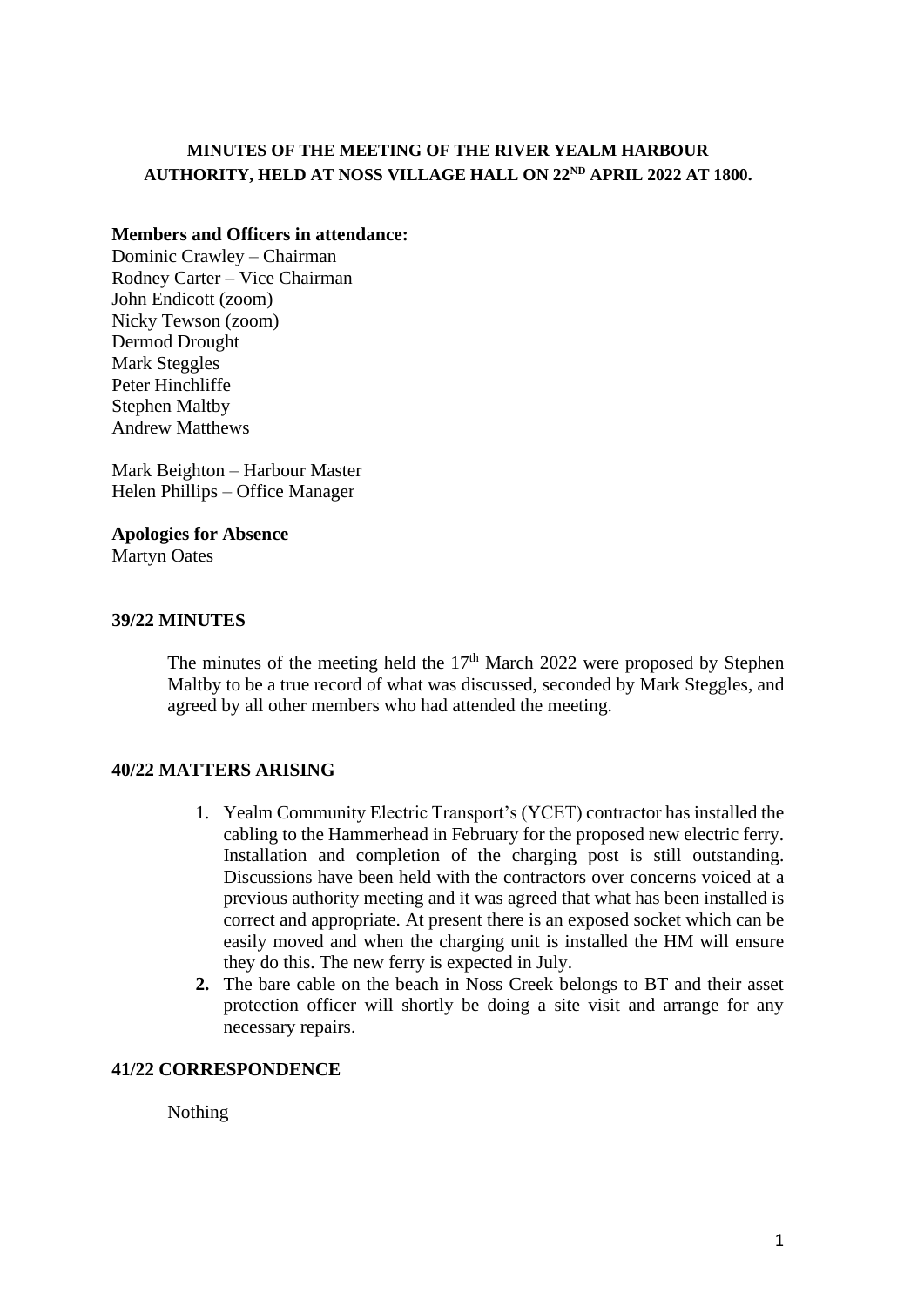**MINUTES OF THE MEETING OF THE RIVER YEALM HARBOUR AUTHORITY, HELD AT NOSS VILLAGE HALL ON 22ND APRIL 2022 AT 1800.**

**Members and Officers in attendance:**
Dominic Crawley – Chairman
Rodney Carter – Vice Chairman
John Endicott (zoom)
Nicky Tewson (zoom)
Dermod Drought
Mark Steggles
Peter Hinchliffe
Stephen Maltby
Andrew Matthews

Mark Beighton – Harbour Master
Helen Phillips – Office Manager

**Apologies for Absence**
Martyn Oates

## 39/22 MINUTES

The minutes of the meeting held the 17th March 2022 were proposed by Stephen Maltby to be a true record of what was discussed, seconded by Mark Steggles, and agreed by all other members who had attended the meeting.

## 40/22 MATTERS ARISING

1. Yealm Community Electric Transport's (YCET) contractor has installed the cabling to the Hammerhead in February for the proposed new electric ferry. Installation and completion of the charging post is still outstanding. Discussions have been held with the contractors over concerns voiced at a previous authority meeting and it was agreed that what has been installed is correct and appropriate. At present there is an exposed socket which can be easily moved and when the charging unit is installed the HM will ensure they do this. The new ferry is expected in July.
2. The bare cable on the beach in Noss Creek belongs to BT and their asset protection officer will shortly be doing a site visit and arrange for any necessary repairs.

## 41/22 CORRESPONDENCE

Nothing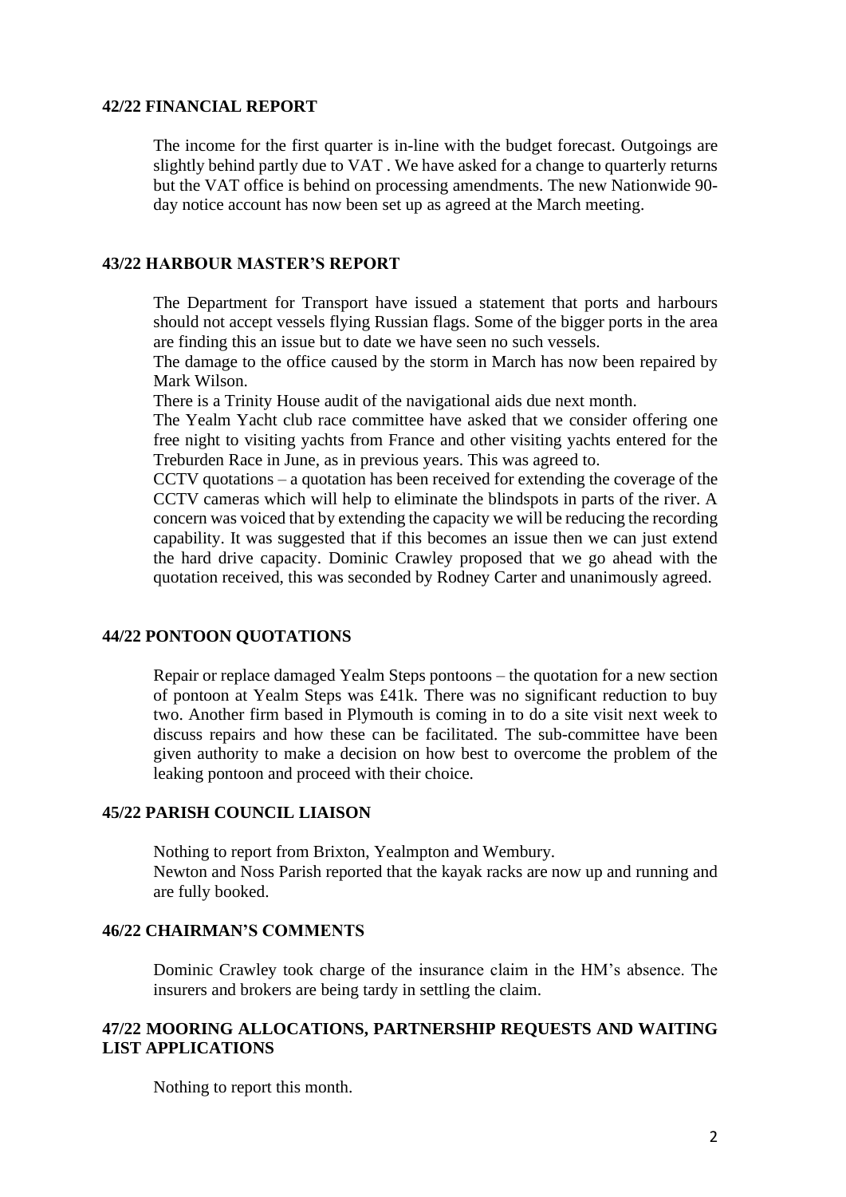## 42/22 FINANCIAL REPORT

The income for the first quarter is in-line with the budget forecast. Outgoings are slightly behind partly due to VAT . We have asked for a change to quarterly returns but the VAT office is behind on processing amendments. The new Nationwide 90-day notice account has now been set up as agreed at the March meeting.

## 43/22 HARBOUR MASTER'S REPORT

The Department for Transport have issued a statement that ports and harbours should not accept vessels flying Russian flags. Some of the bigger ports in the area are finding this an issue but to date we have seen no such vessels.

The damage to the office caused by the storm in March has now been repaired by Mark Wilson.

There is a Trinity House audit of the navigational aids due next month.

The Yealm Yacht club race committee have asked that we consider offering one free night to visiting yachts from France and other visiting yachts entered for the Treburden Race in June, as in previous years. This was agreed to.

CCTV quotations – a quotation has been received for extending the coverage of the CCTV cameras which will help to eliminate the blindspots in parts of the river. A concern was voiced that by extending the capacity we will be reducing the recording capability. It was suggested that if this becomes an issue then we can just extend the hard drive capacity. Dominic Crawley proposed that we go ahead with the quotation received, this was seconded by Rodney Carter and unanimously agreed.

## 44/22 PONTOON QUOTATIONS

Repair or replace damaged Yealm Steps pontoons – the quotation for a new section of pontoon at Yealm Steps was £41k. There was no significant reduction to buy two. Another firm based in Plymouth is coming in to do a site visit next week to discuss repairs and how these can be facilitated. The sub-committee have been given authority to make a decision on how best to overcome the problem of the leaking pontoon and proceed with their choice.

## 45/22 PARISH COUNCIL LIAISON

Nothing to report from Brixton, Yealmpton and Wembury.

Newton and Noss Parish reported that the kayak racks are now up and running and are fully booked.

## 46/22 CHAIRMAN'S COMMENTS

Dominic Crawley took charge of the insurance claim in the HM's absence. The insurers and brokers are being tardy in settling the claim.

## 47/22 MOORING ALLOCATIONS, PARTNERSHIP REQUESTS AND WAITING LIST APPLICATIONS

Nothing to report this month.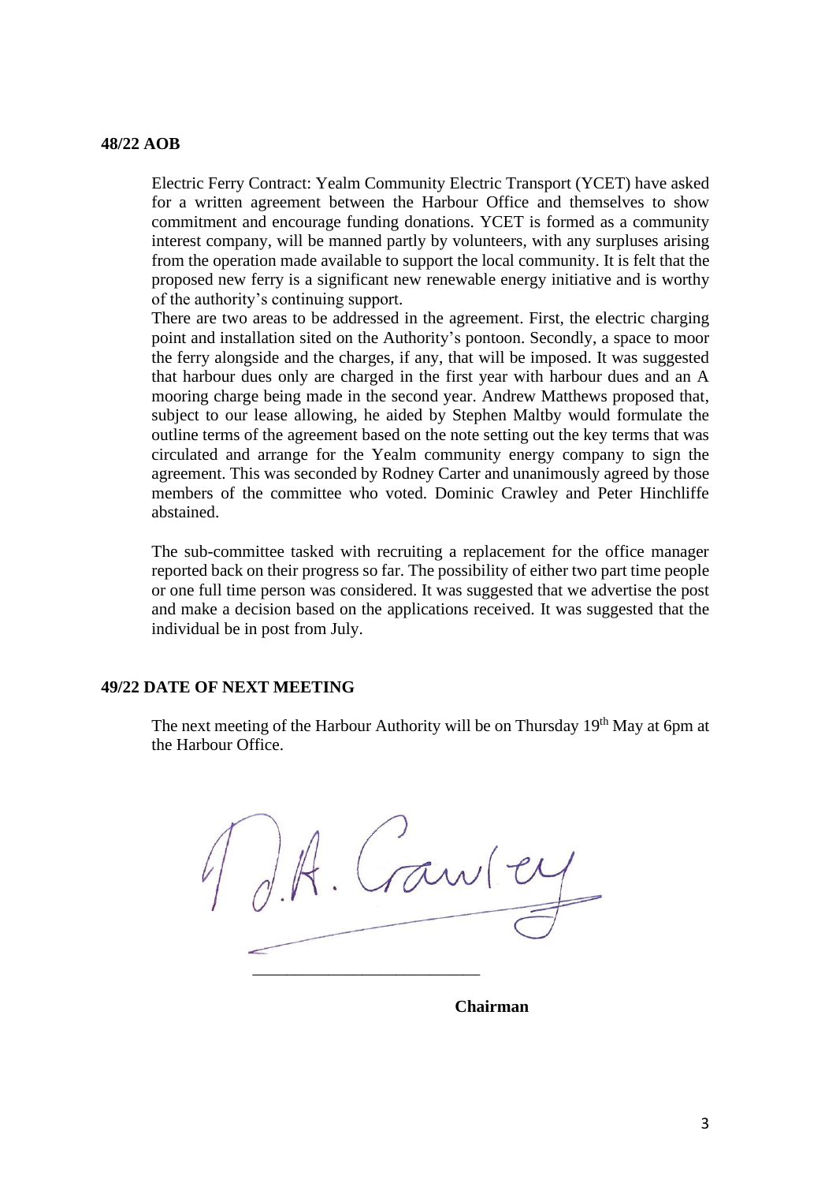**48/22 AOB**

Electric Ferry Contract: Yealm Community Electric Transport (YCET) have asked for a written agreement between the Harbour Office and themselves to show commitment and encourage funding donations. YCET is formed as a community interest company, will be manned partly by volunteers, with any surpluses arising from the operation made available to support the local community. It is felt that the proposed new ferry is a significant new renewable energy initiative and is worthy of the authority's continuing support.

There are two areas to be addressed in the agreement. First, the electric charging point and installation sited on the Authority's pontoon. Secondly, a space to moor the ferry alongside and the charges, if any, that will be imposed. It was suggested that harbour dues only are charged in the first year with harbour dues and an A mooring charge being made in the second year. Andrew Matthews proposed that, subject to our lease allowing, he aided by Stephen Maltby would formulate the outline terms of the agreement based on the note setting out the key terms that was circulated and arrange for the Yealm community energy company to sign the agreement. This was seconded by Rodney Carter and unanimously agreed by those members of the committee who voted. Dominic Crawley and Peter Hinchliffe abstained.

The sub-committee tasked with recruiting a replacement for the office manager reported back on their progress so far. The possibility of either two part time people or one full time person was considered. It was suggested that we advertise the post and make a decision based on the applications received. It was suggested that the individual be in post from July.

**49/22 DATE OF NEXT MEETING**

The next meeting of the Harbour Authority will be on Thursday 19th May at 6pm at the Harbour Office.

D.A. Crawley

___________________________

**Chairman**